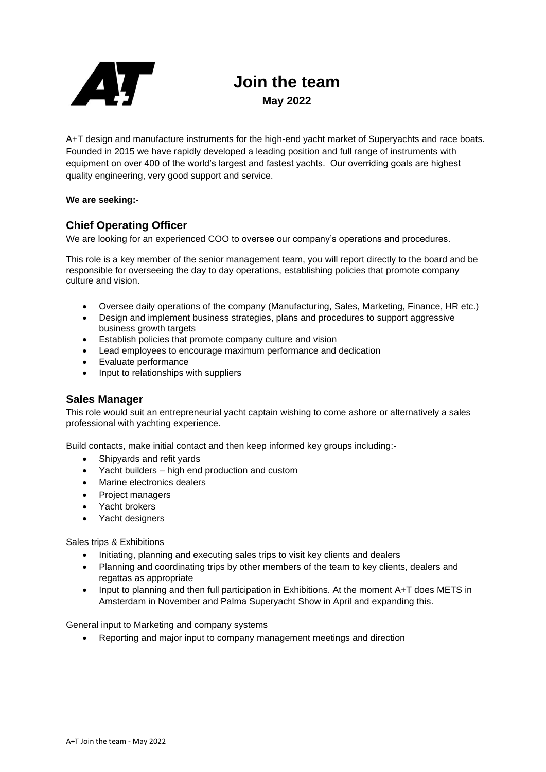# Join the team

**May 2022**

A+T design and manufacture instruments for the high-end yacht market of Superyachts and race boats. Founded in 2015 we have rapidly developed a leading position and full range of instruments with equipment on over 400 of the world's largest and fastest yachts. Our overriding goals are highest quality engineering, very good support and service.

**We are seeking:-**

## Chief Operating Officer

We are looking for an experienced COO to oversee our company's operations and procedures.

This role is a key member of the senior management team, you will report directly to the board and be responsible for overseeing the day to day operations, establishing policies that promote company culture and vision.

- Oversee daily operations of the company (Manufacturing, Sales, Marketing, Finance, HR etc.)
- Design and implement business strategies, plans and procedures to support aggressive business growth targets
- Establish policies that promote company culture and vision
- Lead employees to encourage maximum performance and dedication
- Evaluate performance
- Input to relationships with suppliers

## Sales Manager

This role would suit an entrepreneurial yacht captain wishing to come ashore or alternatively a sales professional with yachting experience.

Build contacts, make initial contact and then keep informed key groups including:-

- Shipyards and refit yards
- Yacht builders – high end production and custom
- Marine electronics dealers
- Project managers
- Yacht brokers
- Yacht designers

Sales trips & Exhibitions

- Initiating, planning and executing sales trips to visit key clients and dealers
- Planning and coordinating trips by other members of the team to key clients, dealers and regattas as appropriate
- Input to planning and then full participation in Exhibitions. At the moment A+T does METS in Amsterdam in November and Palma Superyacht Show in April and expanding this.

General input to Marketing and company systems

- Reporting and major input to company management meetings and direction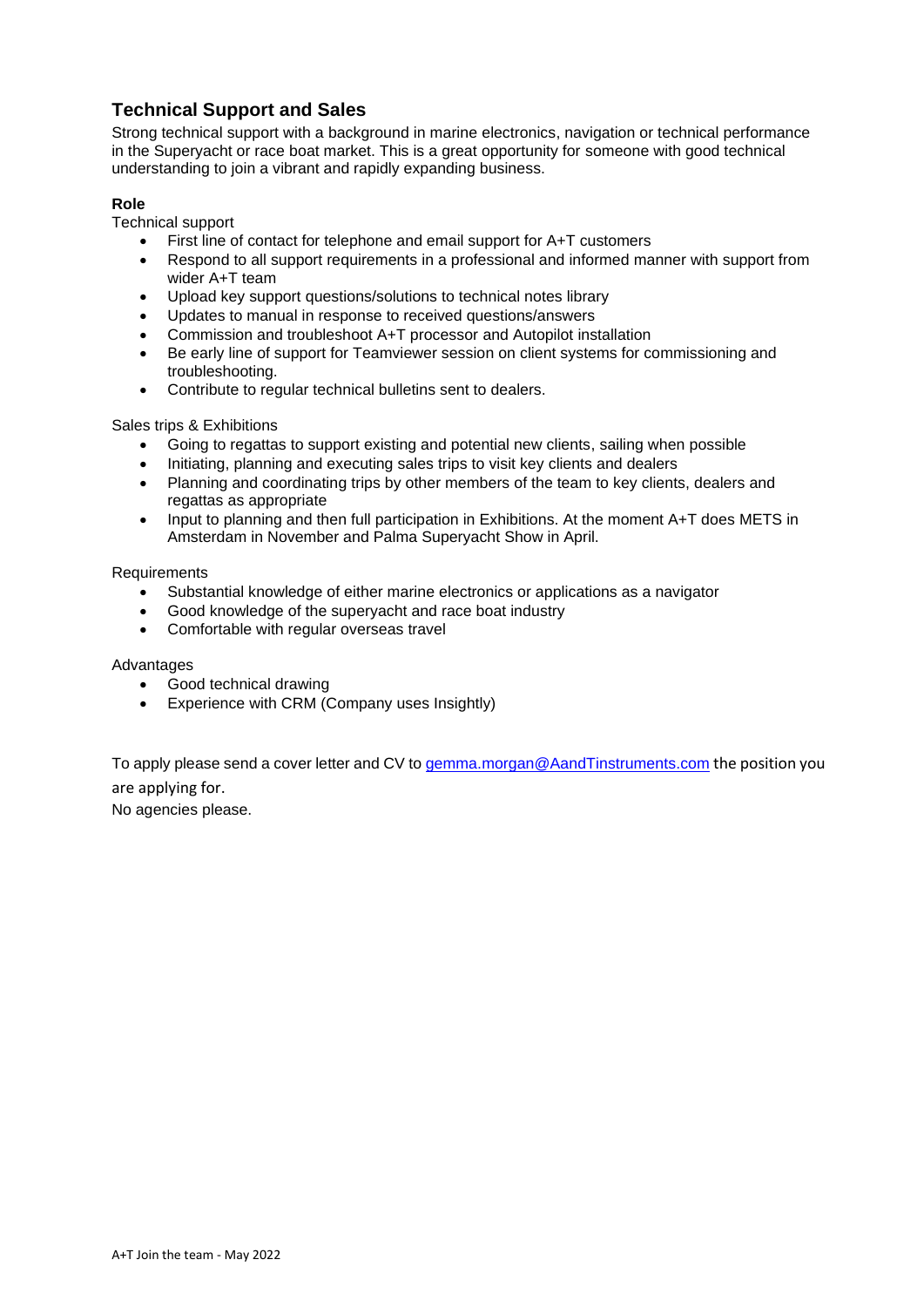## Technical Support and Sales

Strong technical support with a background in marine electronics, navigation or technical performance in the Superyacht or race boat market. This is a great opportunity for someone with good technical understanding to join a vibrant and rapidly expanding business.

**Role**

Technical support

- First line of contact for telephone and email support for A+T customers
- Respond to all support requirements in a professional and informed manner with support from wider A+T team
- Upload key support questions/solutions to technical notes library
- Updates to manual in response to received questions/answers
- Commission and troubleshoot A+T processor and Autopilot installation
- Be early line of support for Teamviewer session on client systems for commissioning and troubleshooting.
- Contribute to regular technical bulletins sent to dealers.

Sales trips & Exhibitions

- Going to regattas to support existing and potential new clients, sailing when possible
- Initiating, planning and executing sales trips to visit key clients and dealers
- Planning and coordinating trips by other members of the team to key clients, dealers and regattas as appropriate
- Input to planning and then full participation in Exhibitions. At the moment A+T does METS in Amsterdam in November and Palma Superyacht Show in April.

Requirements

- Substantial knowledge of either marine electronics or applications as a navigator
- Good knowledge of the superyacht and race boat industry
- Comfortable with regular overseas travel

Advantages

- Good technical drawing
- Experience with CRM (Company uses Insightly)

To apply please send a cover letter and CV to [gemma.morgan@AandTinstruments.com](mailto:gemma.morgan@AandTinstruments.com) the position you are applying for.

No agencies please.